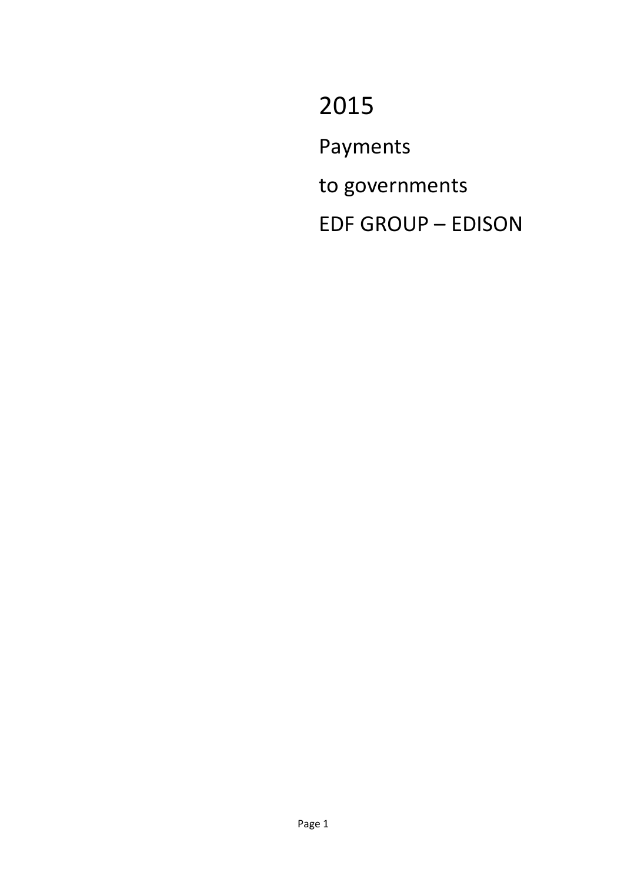# 2015

Payments

to governments

EDF GROUP – EDISON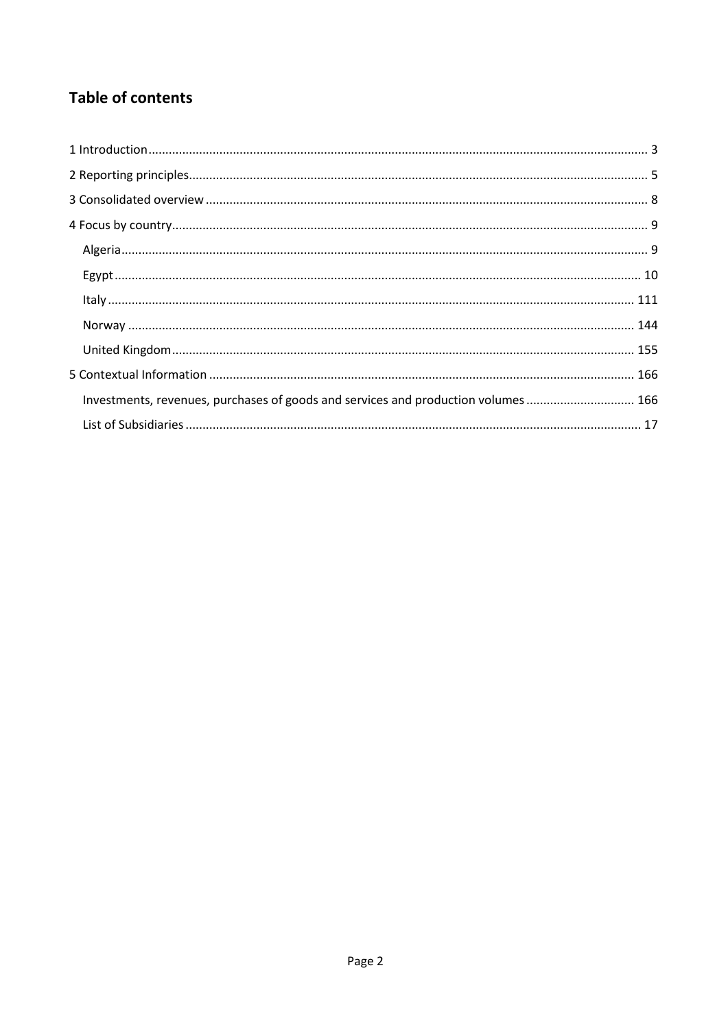## Table of contents

1 Introduction .......... 3

2 Reporting principles .......... 5

3 Consolidated overview .......... 8

4 Focus by country .......... 9

- Algeria .......... 9
- Egypt .......... 10
- Italy .......... 111
- Norway .......... 144
- United Kingdom .......... 155

5 Contextual Information .......... 166

- Investments, revenues, purchases of goods and services and production volumes .......... 166
- List of Subsidiaries .......... 17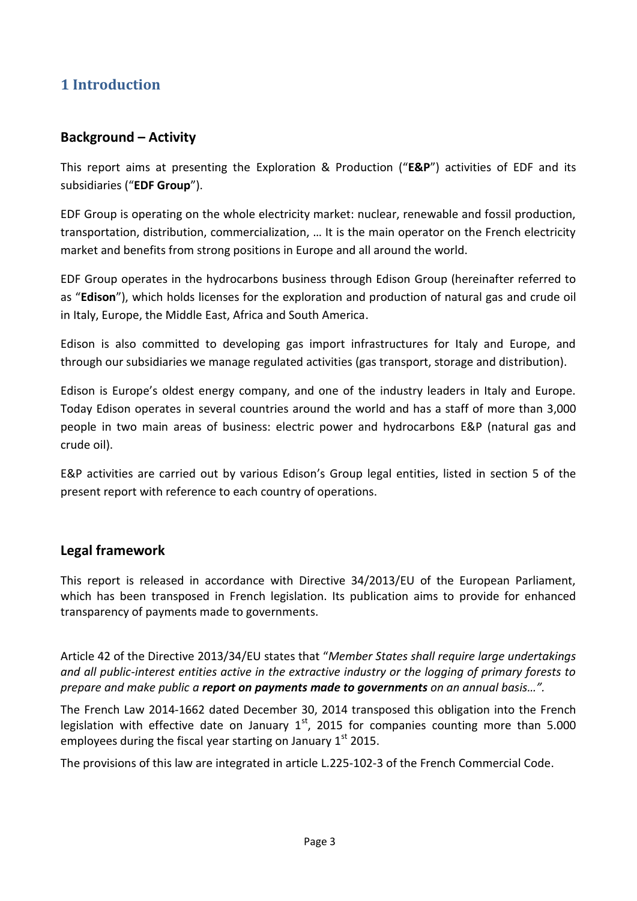# 1 Introduction

## Background – Activity

This report aims at presenting the Exploration & Production ("**E&P**") activities of EDF and its subsidiaries ("**EDF Group**").

EDF Group is operating on the whole electricity market: nuclear, renewable and fossil production, transportation, distribution, commercialization, … It is the main operator on the French electricity market and benefits from strong positions in Europe and all around the world.

EDF Group operates in the hydrocarbons business through Edison Group (hereinafter referred to as "**Edison**"), which holds licenses for the exploration and production of natural gas and crude oil in Italy, Europe, the Middle East, Africa and South America.

Edison is also committed to developing gas import infrastructures for Italy and Europe, and through our subsidiaries we manage regulated activities (gas transport, storage and distribution).

Edison is Europe's oldest energy company, and one of the industry leaders in Italy and Europe. Today Edison operates in several countries around the world and has a staff of more than 3,000 people in two main areas of business: electric power and hydrocarbons E&P (natural gas and crude oil).

E&P activities are carried out by various Edison's Group legal entities, listed in section 5 of the present report with reference to each country of operations.

## Legal framework

This report is released in accordance with Directive 34/2013/EU of the European Parliament, which has been transposed in French legislation. Its publication aims to provide for enhanced transparency of payments made to governments.

Article 42 of the Directive 2013/34/EU states that "*Member States shall require large undertakings and all public-interest entities active in the extractive industry or the logging of primary forests to prepare and make public a **report on payments made to governments** on an annual basis…"*.

The French Law 2014-1662 dated December 30, 2014 transposed this obligation into the French legislation with effective date on January 1st, 2015 for companies counting more than 5.000 employees during the fiscal year starting on January 1st 2015.

The provisions of this law are integrated in article L.225-102-3 of the French Commercial Code.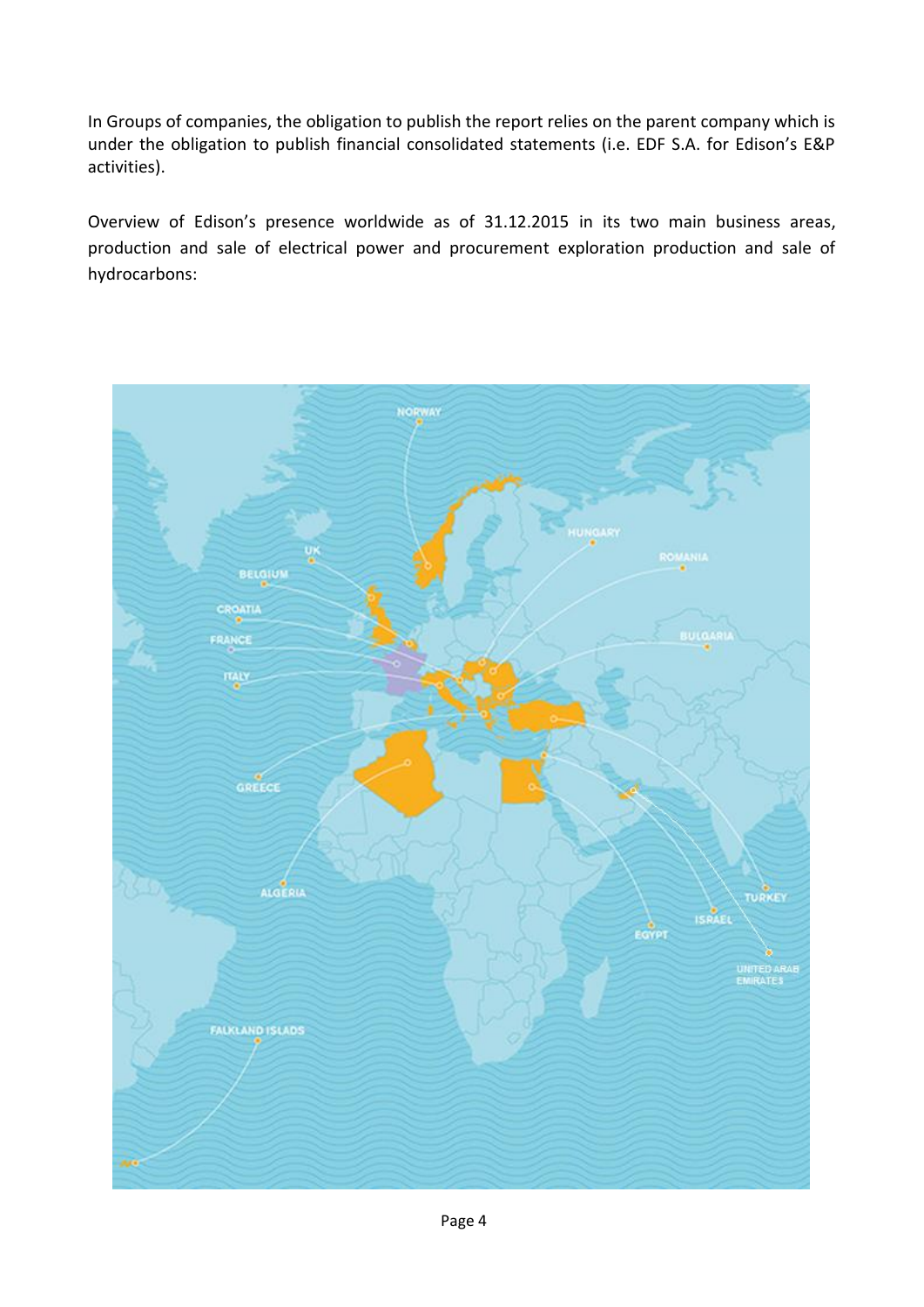In Groups of companies, the obligation to publish the report relies on the parent company which is under the obligation to publish financial consolidated statements (i.e. EDF S.A. for Edison's E&P activities).

Overview of Edison's presence worldwide as of 31.12.2015 in its two main business areas, production and sale of electrical power and procurement exploration production and sale of hydrocarbons: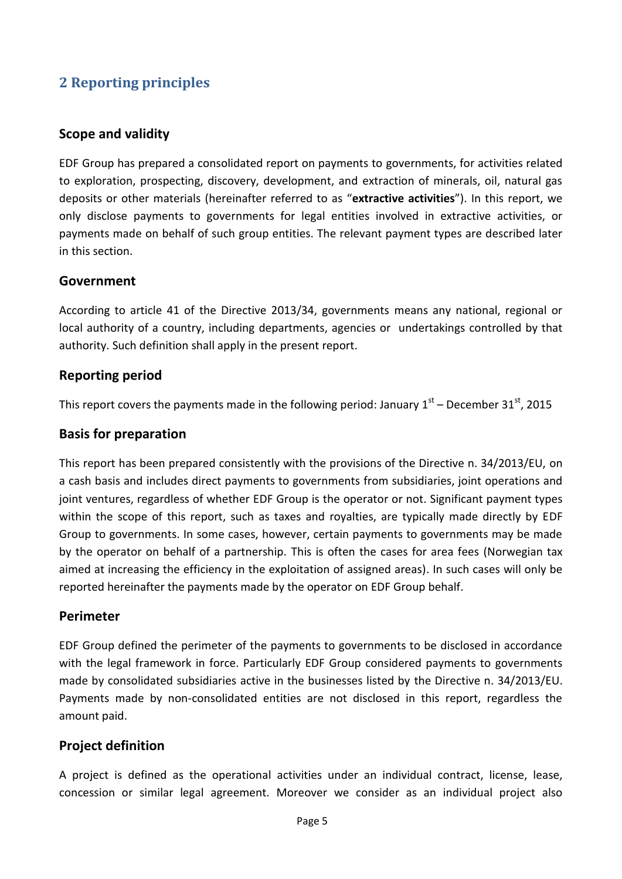## 2 Reporting principles

### Scope and validity

EDF Group has prepared a consolidated report on payments to governments, for activities related to exploration, prospecting, discovery, development, and extraction of minerals, oil, natural gas deposits or other materials (hereinafter referred to as "**extractive activities**"). In this report, we only disclose payments to governments for legal entities involved in extractive activities, or payments made on behalf of such group entities. The relevant payment types are described later in this section.

### Government

According to article 41 of the Directive 2013/34, governments means any national, regional or local authority of a country, including departments, agencies or undertakings controlled by that authority. Such definition shall apply in the present report.

### Reporting period

This report covers the payments made in the following period: January 1st – December 31st, 2015

### Basis for preparation

This report has been prepared consistently with the provisions of the Directive n. 34/2013/EU, on a cash basis and includes direct payments to governments from subsidiaries, joint operations and joint ventures, regardless of whether EDF Group is the operator or not. Significant payment types within the scope of this report, such as taxes and royalties, are typically made directly by EDF Group to governments. In some cases, however, certain payments to governments may be made by the operator on behalf of a partnership. This is often the cases for area fees (Norwegian tax aimed at increasing the efficiency in the exploitation of assigned areas). In such cases will only be reported hereinafter the payments made by the operator on EDF Group behalf.

### Perimeter

EDF Group defined the perimeter of the payments to governments to be disclosed in accordance with the legal framework in force. Particularly EDF Group considered payments to governments made by consolidated subsidiaries active in the businesses listed by the Directive n. 34/2013/EU. Payments made by non-consolidated entities are not disclosed in this report, regardless the amount paid.

### Project definition

A project is defined as the operational activities under an individual contract, license, lease, concession or similar legal agreement. Moreover we consider as an individual project also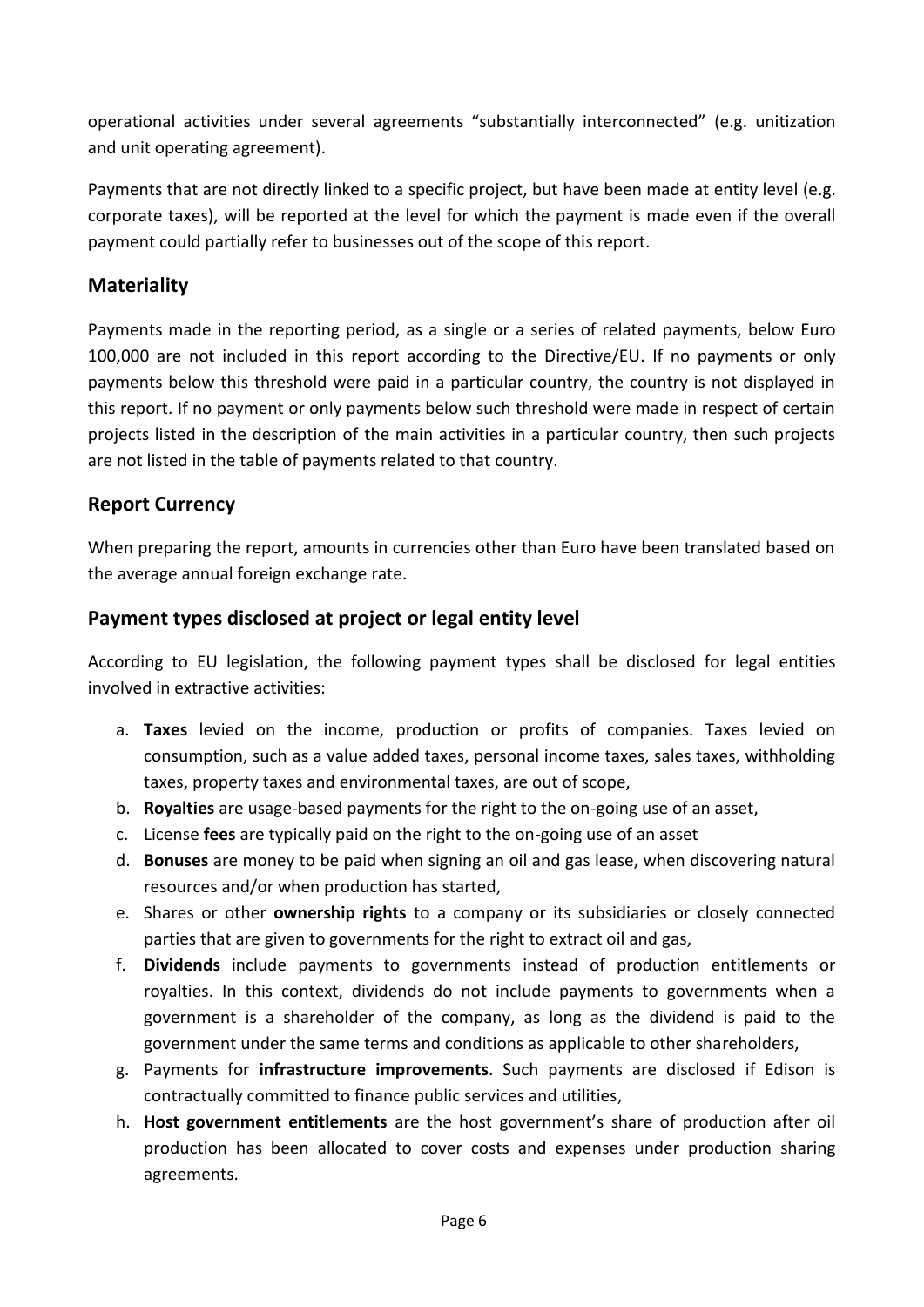operational activities under several agreements "substantially interconnected" (e.g. unitization and unit operating agreement).

Payments that are not directly linked to a specific project, but have been made at entity level (e.g. corporate taxes), will be reported at the level for which the payment is made even if the overall payment could partially refer to businesses out of the scope of this report.

## Materiality

Payments made in the reporting period, as a single or a series of related payments, below Euro 100,000 are not included in this report according to the Directive/EU. If no payments or only payments below this threshold were paid in a particular country, the country is not displayed in this report. If no payment or only payments below such threshold were made in respect of certain projects listed in the description of the main activities in a particular country, then such projects are not listed in the table of payments related to that country.

## Report Currency

When preparing the report, amounts in currencies other than Euro have been translated based on the average annual foreign exchange rate.

## Payment types disclosed at project or legal entity level

According to EU legislation, the following payment types shall be disclosed for legal entities involved in extractive activities:

a. **Taxes** levied on the income, production or profits of companies. Taxes levied on consumption, such as a value added taxes, personal income taxes, sales taxes, withholding taxes, property taxes and environmental taxes, are out of scope,
b. **Royalties** are usage-based payments for the right to the on-going use of an asset,
c. License **fees** are typically paid on the right to the on-going use of an asset
d. **Bonuses** are money to be paid when signing an oil and gas lease, when discovering natural resources and/or when production has started,
e. Shares or other **ownership rights** to a company or its subsidiaries or closely connected parties that are given to governments for the right to extract oil and gas,
f. **Dividends** include payments to governments instead of production entitlements or royalties. In this context, dividends do not include payments to governments when a government is a shareholder of the company, as long as the dividend is paid to the government under the same terms and conditions as applicable to other shareholders,
g. Payments for **infrastructure improvements**. Such payments are disclosed if Edison is contractually committed to finance public services and utilities,
h. **Host government entitlements** are the host government's share of production after oil production has been allocated to cover costs and expenses under production sharing agreements.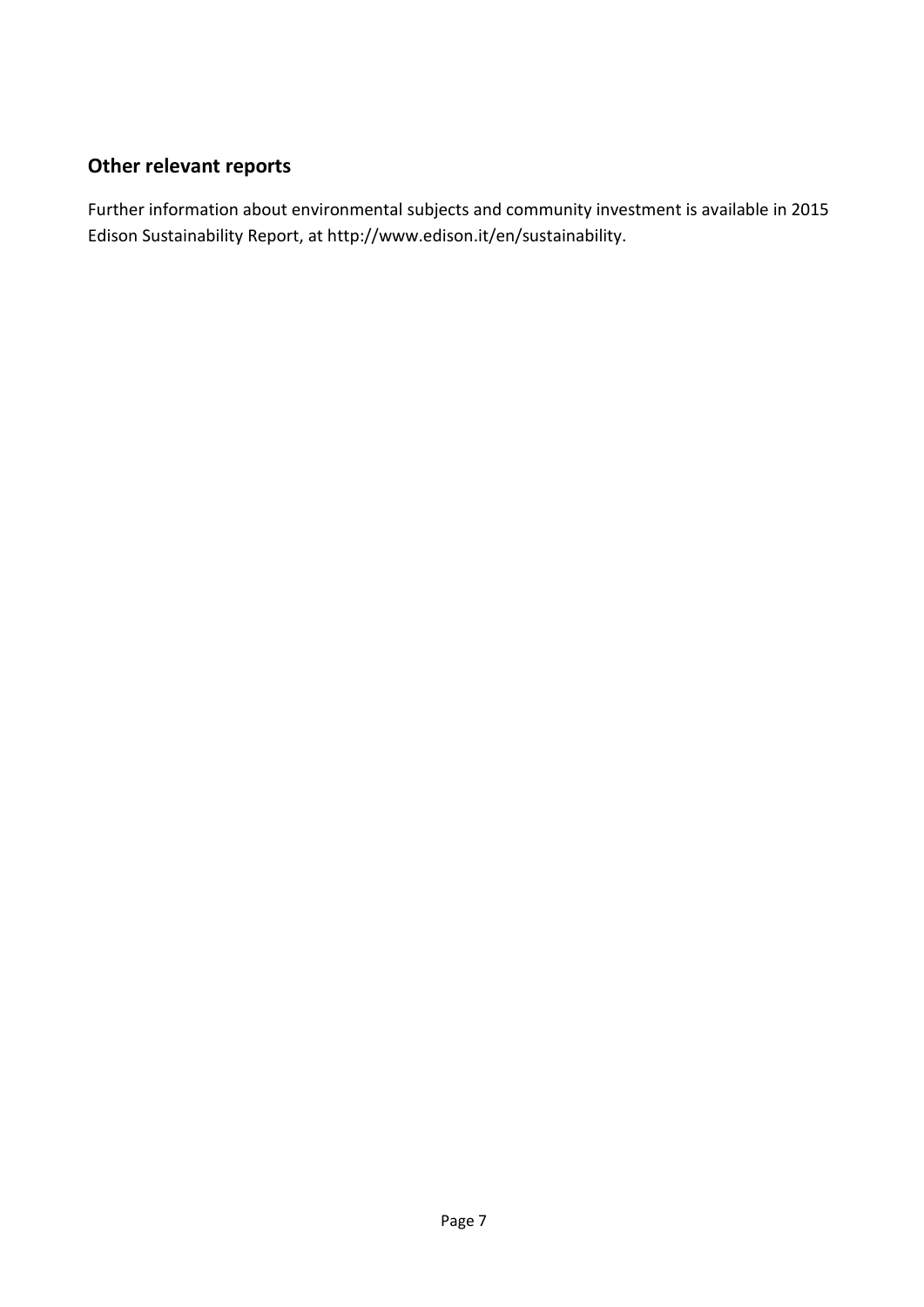## Other relevant reports

Further information about environmental subjects and community investment is available in 2015 Edison Sustainability Report, at http://www.edison.it/en/sustainability.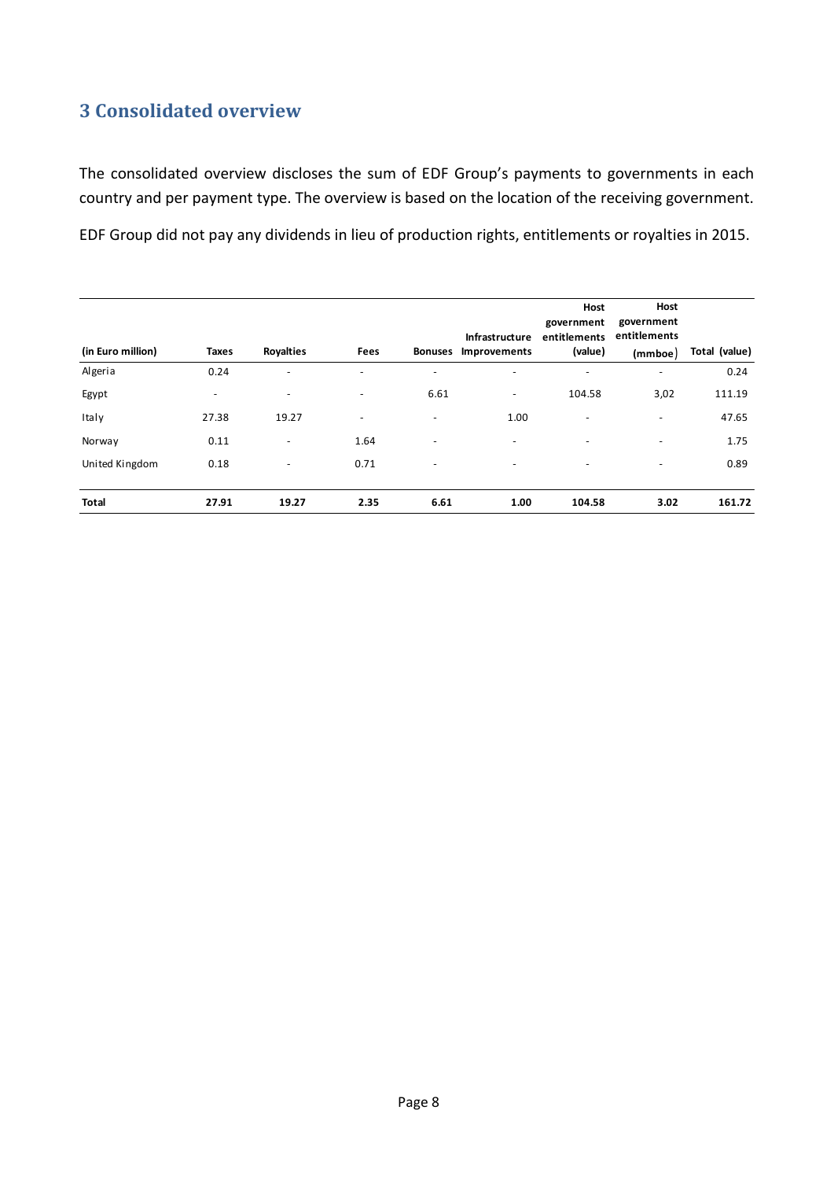## 3 Consolidated overview

The consolidated overview discloses the sum of EDF Group's payments to governments in each country and per payment type. The overview is based on the location of the receiving government.

EDF Group did not pay any dividends in lieu of production rights, entitlements or royalties in 2015.

| (in Euro million) | Taxes | Royalties | Fees | Bonuses | Infrastructure Improvements | Host government entitlements (value) | Host government entitlements (mmboe) | Total (value) |
|---|---|---|---|---|---|---|---|---|
| Algeria | 0.24 | - | - | - | - | - | - | 0.24 |
| Egypt | - | - | - | 6.61 | - | 104.58 | 3,02 | 111.19 |
| Italy | 27.38 | 19.27 | - | - | 1.00 | - | - | 47.65 |
| Norway | 0.11 | - | 1.64 | - | - | - | - | 1.75 |
| United Kingdom | 0.18 | - | 0.71 | - | - | - | - | 0.89 |
| **Total** | **27.91** | **19.27** | **2.35** | **6.61** | **1.00** | **104.58** | **3.02** | **161.72** |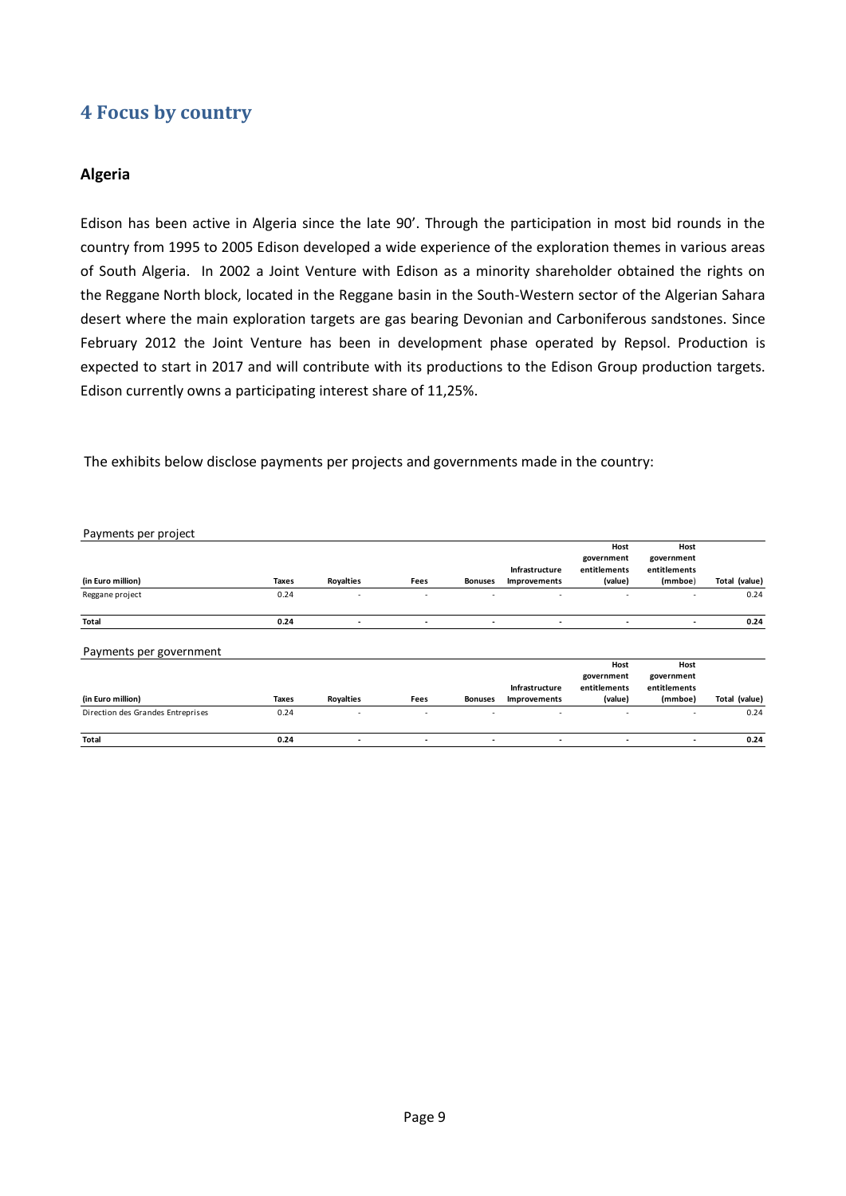# 4 Focus by country

## Algeria

Edison has been active in Algeria since the late 90'. Through the participation in most bid rounds in the country from 1995 to 2005 Edison developed a wide experience of the exploration themes in various areas of South Algeria. In 2002 a Joint Venture with Edison as a minority shareholder obtained the rights on the Reggane North block, located in the Reggane basin in the South-Western sector of the Algerian Sahara desert where the main exploration targets are gas bearing Devonian and Carboniferous sandstones. Since February 2012 the Joint Venture has been in development phase operated by Repsol. Production is expected to start in 2017 and will contribute with its productions to the Edison Group production targets. Edison currently owns a participating interest share of 11,25%.

The exhibits below disclose payments per projects and governments made in the country:

Payments per project

| (in Euro million) | Taxes | Royalties | Fees | Bonuses | Infrastructure Improvements | Host government entitlements (value) | Host government entitlements (mmboe) | Total (value) |
|---|---|---|---|---|---|---|---|---|
| Reggane project | 0.24 | - | - | - | - | - | - | 0.24 |
| **Total** | **0.24** | **-** | **-** | **-** | **-** | **-** | **-** | **0.24** |

Payments per government

| (in Euro million) | Taxes | Royalties | Fees | Bonuses | Infrastructure Improvements | Host government entitlements (value) | Host government entitlements (mmboe) | Total (value) |
|---|---|---|---|---|---|---|---|---|
| Direction des Grandes Entreprises | 0.24 | - | - | - | - | - | - | 0.24 |
| **Total** | **0.24** | **-** | **-** | **-** | **-** | **-** | **-** | **0.24** |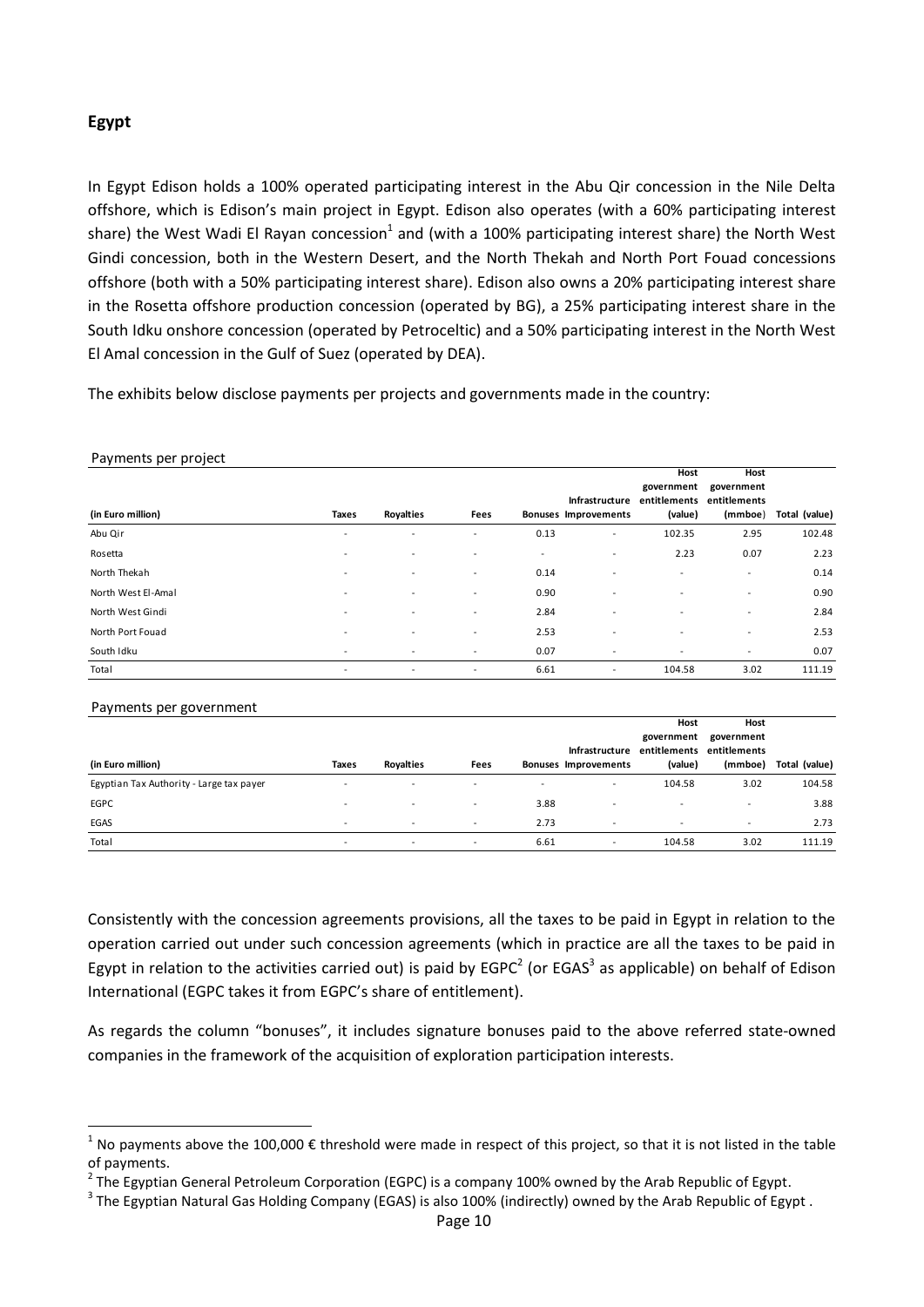## Egypt

In Egypt Edison holds a 100% operated participating interest in the Abu Qir concession in the Nile Delta offshore, which is Edison's main project in Egypt. Edison also operates (with a 60% participating interest share) the West Wadi El Rayan concession[1] and (with a 100% participating interest share) the North West Gindi concession, both in the Western Desert, and the North Thekah and North Port Fouad concessions offshore (both with a 50% participating interest share). Edison also owns a 20% participating interest share in the Rosetta offshore production concession (operated by BG), a 25% participating interest share in the South Idku onshore concession (operated by Petroceltic) and a 50% participating interest in the North West El Amal concession in the Gulf of Suez (operated by DEA).

The exhibits below disclose payments per projects and governments made in the country:

Payments per project

| (in Euro million) | Taxes | Royalties | Fees | Bonuses | Infrastructure Improvements | Host government entitlements (value) | Host government entitlements (mmboe) | Total (value) |
|---|---|---|---|---|---|---|---|---|
| Abu Qir | - | - | - | 0.13 | - | 102.35 | 2.95 | 102.48 |
| Rosetta | - | - | - | - | - | 2.23 | 0.07 | 2.23 |
| North Thekah | - | - | - | 0.14 | - | - | - | 0.14 |
| North West El-Amal | - | - | - | 0.90 | - | - | - | 0.90 |
| North West Gindi | - | - | - | 2.84 | - | - | - | 2.84 |
| North Port Fouad | - | - | - | 2.53 | - | - | - | 2.53 |
| South Idku | - | - | - | 0.07 | - | - | - | 0.07 |
| Total | - | - | - | 6.61 | - | 104.58 | 3.02 | 111.19 |

Payments per government

| (in Euro million) | Taxes | Royalties | Fees | Bonuses | Infrastructure Improvements | Host government entitlements (value) | Host government entitlements (mmboe) | Total (value) |
|---|---|---|---|---|---|---|---|---|
| Egyptian Tax Authority - Large tax payer | - | - | - | - | - | 104.58 | 3.02 | 104.58 |
| EGPC | - | - | - | 3.88 | - | - | - | 3.88 |
| EGAS | - | - | - | 2.73 | - | - | - | 2.73 |
| Total | - | - | - | 6.61 | - | 104.58 | 3.02 | 111.19 |

Consistently with the concession agreements provisions, all the taxes to be paid in Egypt in relation to the operation carried out under such concession agreements (which in practice are all the taxes to be paid in Egypt in relation to the activities carried out) is paid by EGPC[2] (or EGAS[3] as applicable) on behalf of Edison International (EGPC takes it from EGPC's share of entitlement).

As regards the column "bonuses", it includes signature bonuses paid to the above referred state-owned companies in the framework of the acquisition of exploration participation interests.

[1] No payments above the 100,000 € threshold were made in respect of this project, so that it is not listed in the table of payments.

[2] The Egyptian General Petroleum Corporation (EGPC) is a company 100% owned by the Arab Republic of Egypt.

[3] The Egyptian Natural Gas Holding Company (EGAS) is also 100% (indirectly) owned by the Arab Republic of Egypt .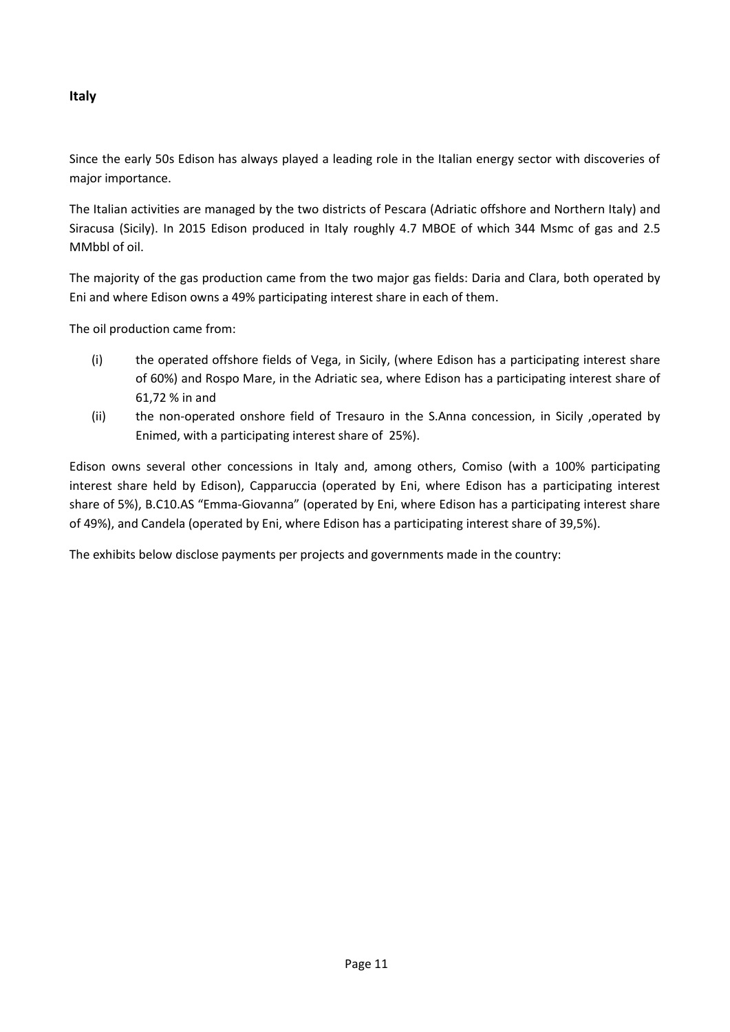## Italy

Since the early 50s Edison has always played a leading role in the Italian energy sector with discoveries of major importance.

The Italian activities are managed by the two districts of Pescara (Adriatic offshore and Northern Italy) and Siracusa (Sicily). In 2015 Edison produced in Italy roughly 4.7 MBOE of which 344 Msmc of gas and 2.5 MMbbl of oil.

The majority of the gas production came from the two major gas fields: Daria and Clara, both operated by Eni and where Edison owns a 49% participating interest share in each of them.

The oil production came from:

(i) the operated offshore fields of Vega, in Sicily, (where Edison has a participating interest share of 60%) and Rospo Mare, in the Adriatic sea, where Edison has a participating interest share of 61,72 % in and

(ii) the non-operated onshore field of Tresauro in the S.Anna concession, in Sicily ,operated by Enimed, with a participating interest share of 25%).

Edison owns several other concessions in Italy and, among others, Comiso (with a 100% participating interest share held by Edison), Capparuccia (operated by Eni, where Edison has a participating interest share of 5%), B.C10.AS "Emma-Giovanna" (operated by Eni, where Edison has a participating interest share of 49%), and Candela (operated by Eni, where Edison has a participating interest share of 39,5%).

The exhibits below disclose payments per projects and governments made in the country: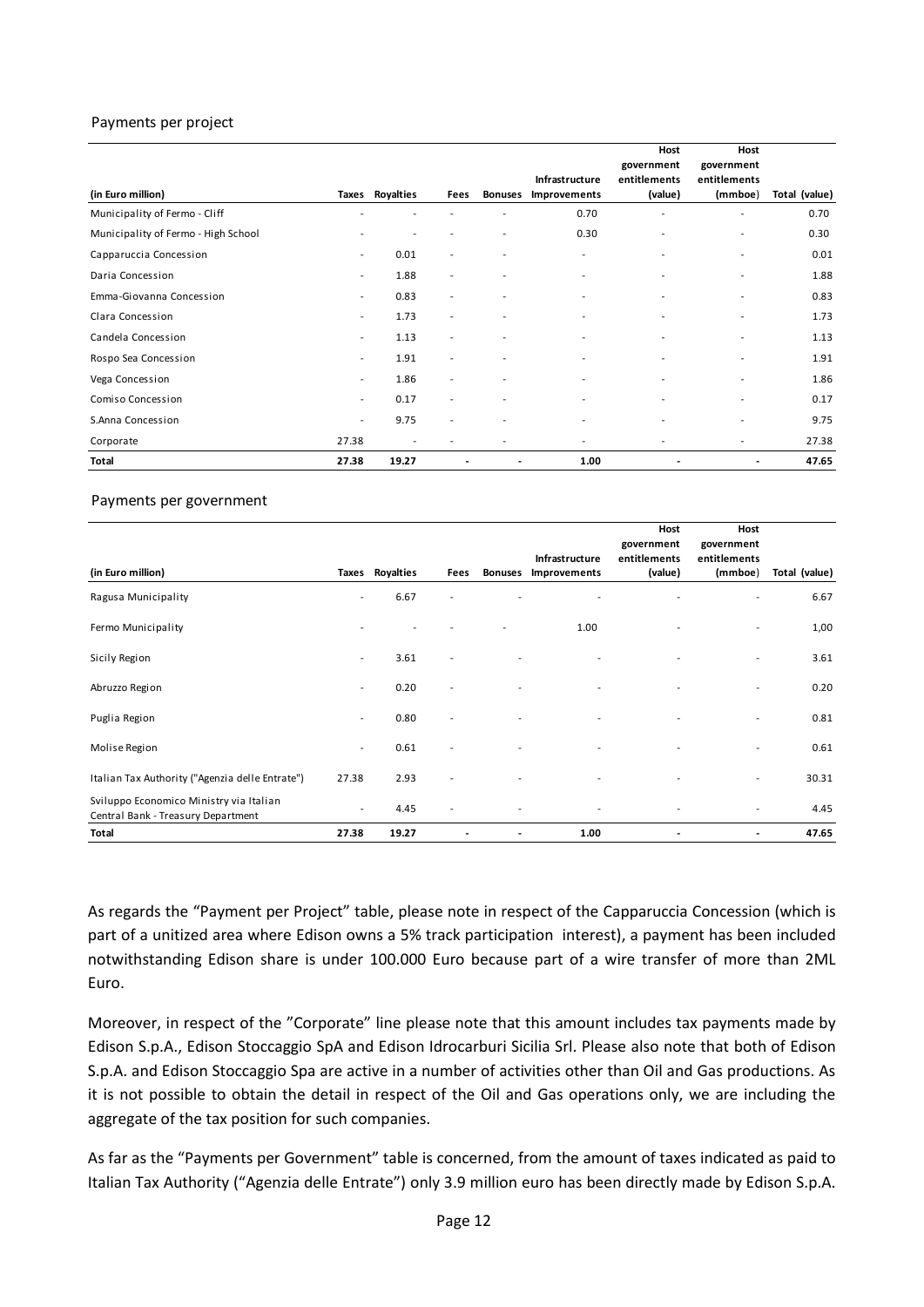Payments per project

| (in Euro million) | Taxes | Royalties | Fees | Bonuses | Infrastructure Improvements | Host government entitlements (value) | Host government entitlements (mmboe) | Total (value) |
|---|---|---|---|---|---|---|---|---|
| Municipality of Fermo - Cliff | - | - | - | - | 0.70 | - | - | 0.70 |
| Municipality of Fermo - High School | - | - | - | - | 0.30 | - | - | 0.30 |
| Capparuccia Concession | - | 0.01 | - | - | - | - | - | 0.01 |
| Daria Concession | - | 1.88 | - | - | - | - | - | 1.88 |
| Emma-Giovanna Concession | - | 0.83 | - | - | - | - | - | 0.83 |
| Clara Concession | - | 1.73 | - | - | - | - | - | 1.73 |
| Candela Concession | - | 1.13 | - | - | - | - | - | 1.13 |
| Rospo Sea Concession | - | 1.91 | - | - | - | - | - | 1.91 |
| Vega Concession | - | 1.86 | - | - | - | - | - | 1.86 |
| Comiso Concession | - | 0.17 | - | - | - | - | - | 0.17 |
| S.Anna Concession | - | 9.75 | - | - | - | - | - | 9.75 |
| Corporate | 27.38 | - | - | - | - | - | - | 27.38 |
| **Total** | **27.38** | **19.27** | **-** | **-** | **1.00** | **-** | **-** | **47.65** |

Payments per government

| (in Euro million) | Taxes | Royalties | Fees | Bonuses | Infrastructure Improvements | Host government entitlements (value) | Host government entitlements (mmboe) | Total (value) |
|---|---|---|---|---|---|---|---|---|
| Ragusa Municipality | - | 6.67 | - | - | - | - | - | 6.67 |
| Fermo Municipality | - | - | - | - | 1.00 | - | - | 1,00 |
| Sicily Region | - | 3.61 | - | - | - | - | - | 3.61 |
| Abruzzo Region | - | 0.20 | - | - | - | - | - | 0.20 |
| Puglia Region | - | 0.80 | - | - | - | - | - | 0.81 |
| Molise Region | - | 0.61 | - | - | - | - | - | 0.61 |
| Italian Tax Authority ("Agenzia delle Entrate") | 27.38 | 2.93 | - | - | - | - | - | 30.31 |
| Sviluppo Economico Ministry via Italian Central Bank - Treasury Department | - | 4.45 | - | - | - | - | - | 4.45 |
| **Total** | **27.38** | **19.27** | **-** | **-** | **1.00** | **-** | **-** | **47.65** |

As regards the "Payment per Project" table, please note in respect of the Capparuccia Concession (which is part of a unitized area where Edison owns a 5% track participation interest), a payment has been included notwithstanding Edison share is under 100.000 Euro because part of a wire transfer of more than 2ML Euro.

Moreover, in respect of the "Corporate" line please note that this amount includes tax payments made by Edison S.p.A., Edison Stoccaggio SpA and Edison Idrocarburi Sicilia Srl. Please also note that both of Edison S.p.A. and Edison Stoccaggio Spa are active in a number of activities other than Oil and Gas productions. As it is not possible to obtain the detail in respect of the Oil and Gas operations only, we are including the aggregate of the tax position for such companies.

As far as the "Payments per Government" table is concerned, from the amount of taxes indicated as paid to Italian Tax Authority ("Agenzia delle Entrate") only 3.9 million euro has been directly made by Edison S.p.A.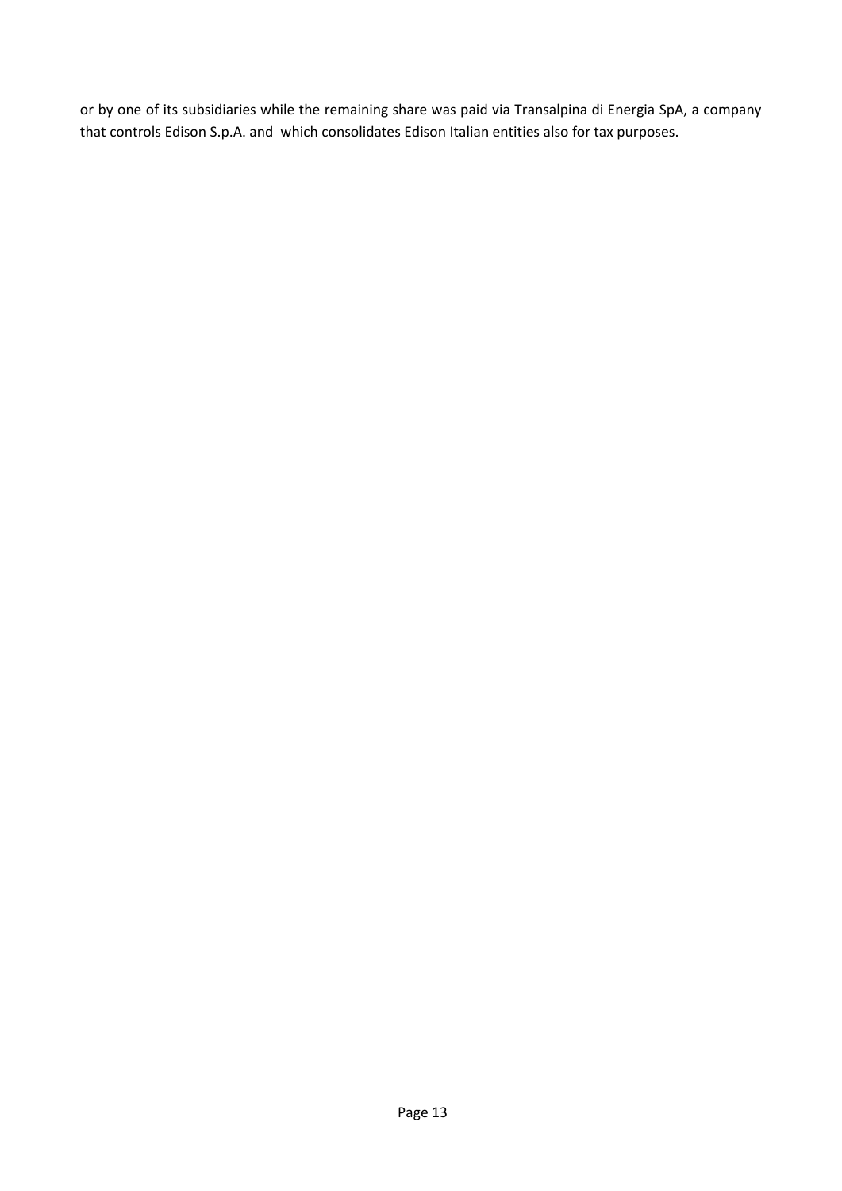or by one of its subsidiaries while the remaining share was paid via Transalpina di Energia SpA, a company that controls Edison S.p.A. and which consolidates Edison Italian entities also for tax purposes.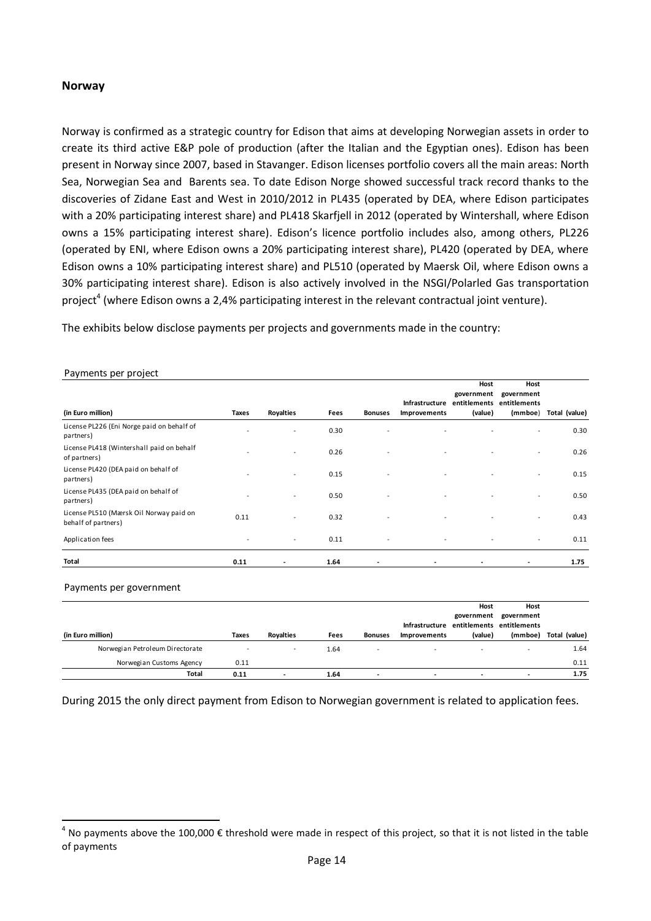## Norway

Norway is confirmed as a strategic country for Edison that aims at developing Norwegian assets in order to create its third active E&P pole of production (after the Italian and the Egyptian ones). Edison has been present in Norway since 2007, based in Stavanger. Edison licenses portfolio covers all the main areas: North Sea, Norwegian Sea and Barents sea. To date Edison Norge showed successful track record thanks to the discoveries of Zidane East and West in 2010/2012 in PL435 (operated by DEA, where Edison participates with a 20% participating interest share) and PL418 Skarfjell in 2012 (operated by Wintershall, where Edison owns a 15% participating interest share). Edison's licence portfolio includes also, among others, PL226 (operated by ENI, where Edison owns a 20% participating interest share), PL420 (operated by DEA, where Edison owns a 10% participating interest share) and PL510 (operated by Maersk Oil, where Edison owns a 30% participating interest share). Edison is also actively involved in the NSGI/Polarled Gas transportation project[4] (where Edison owns a 2,4% participating interest in the relevant contractual joint venture).

The exhibits below disclose payments per projects and governments made in the country:

Payments per project

| (in Euro million) | Taxes | Royalties | Fees | Bonuses | Infrastructure Improvements | Host government entitlements (value) | Host government entitlements (mmboe) | Total (value) |
|---|---|---|---|---|---|---|---|---|
| License PL226 (Eni Norge paid on behalf of partners) | - | - | 0.30 | - | - | - | - | 0.30 |
| License PL418 (Wintershall paid on behalf of partners) | - | - | 0.26 | - | - | - | - | 0.26 |
| License PL420 (DEA paid on behalf of partners) | - | - | 0.15 | - | - | - | - | 0.15 |
| License PL435 (DEA paid on behalf of partners) | - | - | 0.50 | - | - | - | - | 0.50 |
| License PL510 (Mærsk Oil Norway paid on behalf of partners) | 0.11 | - | 0.32 | - | - | - | - | 0.43 |
| Application fees | - | - | 0.11 | - | - | - | - | 0.11 |
| **Total** | **0.11** | **-** | **1.64** | **-** | **-** | **-** | **-** | **1.75** |

Payments per government

| (in Euro million) | Taxes | Royalties | Fees | Bonuses | Infrastructure Improvements | Host government entitlements (value) | Host government entitlements (mmboe) | Total (value) |
|---|---|---|---|---|---|---|---|---|
| Norwegian Petroleum Directorate | - | - | 1.64 | - | - | - | - | 1.64 |
| Norwegian Customs Agency | 0.11 | | | | | | | 0.11 |
| **Total** | **0.11** | **-** | **1.64** | **-** | **-** | **-** | **-** | **1.75** |

During 2015 the only direct payment from Edison to Norwegian government is related to application fees.

[4] No payments above the 100,000 € threshold were made in respect of this project, so that it is not listed in the table of payments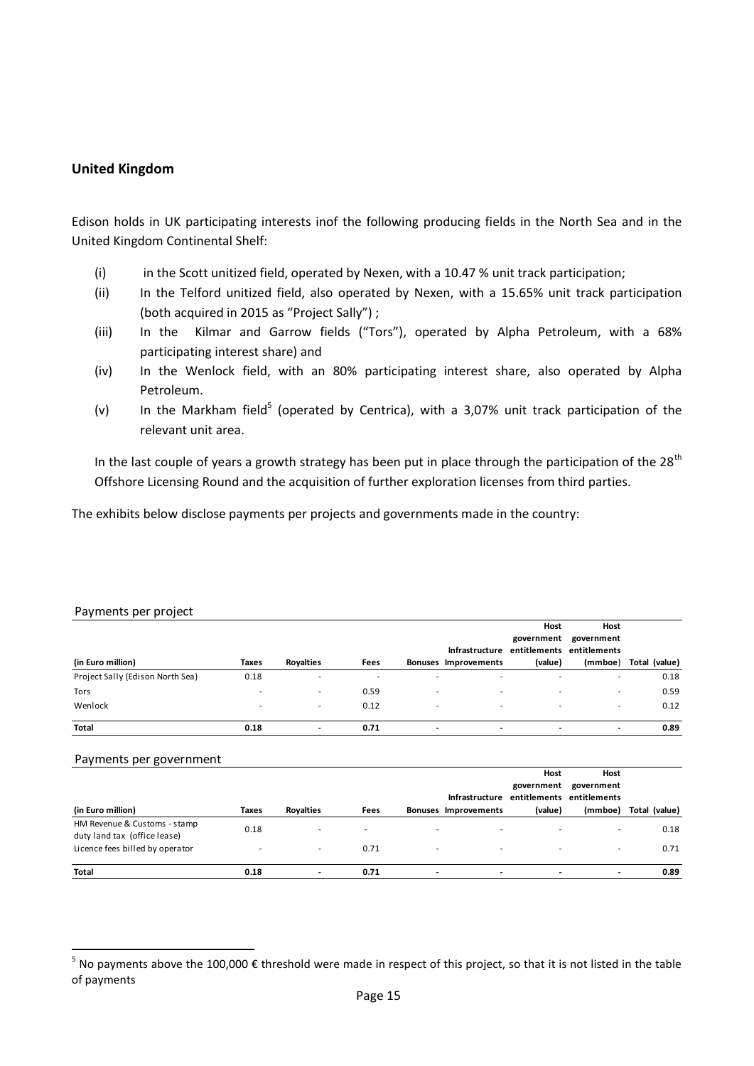## United Kingdom

Edison holds in UK participating interests inof the following producing fields in the North Sea and in the United Kingdom Continental Shelf:

(i) in the Scott unitized field, operated by Nexen, with a 10.47 % unit track participation;

(ii) In the Telford unitized field, also operated by Nexen, with a 15.65% unit track participation (both acquired in 2015 as "Project Sally") ;

(iii) In the Kilmar and Garrow fields ("Tors"), operated by Alpha Petroleum, with a 68% participating interest share) and

(iv) In the Wenlock field, with an 80% participating interest share, also operated by Alpha Petroleum.

(v) In the Markham field[5] (operated by Centrica), with a 3,07% unit track participation of the relevant unit area.

In the last couple of years a growth strategy has been put in place through the participation of the 28th Offshore Licensing Round and the acquisition of further exploration licenses from third parties.

The exhibits below disclose payments per projects and governments made in the country:

Payments per project

| (in Euro million) | Taxes | Royalties | Fees | Bonuses | Infrastructure Improvements | Host government entitlements (value) | Host government entitlements (mmboe) | Total (value) |
|---|---|---|---|---|---|---|---|---|
| Project Sally (Edison North Sea) | 0.18 | - | - | - | - | - | - | 0.18 |
| Tors | - | - | 0.59 | - | - | - | - | 0.59 |
| Wenlock | - | - | 0.12 | - | - | - | - | 0.12 |
| **Total** | **0.18** | **-** | **0.71** | **-** | **-** | **-** | **-** | **0.89** |

Payments per government

| (in Euro million) | Taxes | Royalties | Fees | Bonuses | Infrastructure Improvements | Host government entitlements (value) | Host government entitlements (mmboe) | Total (value) |
|---|---|---|---|---|---|---|---|---|
| HM Revenue & Customs - stamp duty land tax (office lease) | 0.18 | - | - | - | - | - | - | 0.18 |
| Licence fees billed by operator | - | - | 0.71 | - | - | - | - | 0.71 |
| **Total** | **0.18** | **-** | **0.71** | **-** | **-** | **-** | **-** | **0.89** |

[5] No payments above the 100,000 € threshold were made in respect of this project, so that it is not listed in the table of payments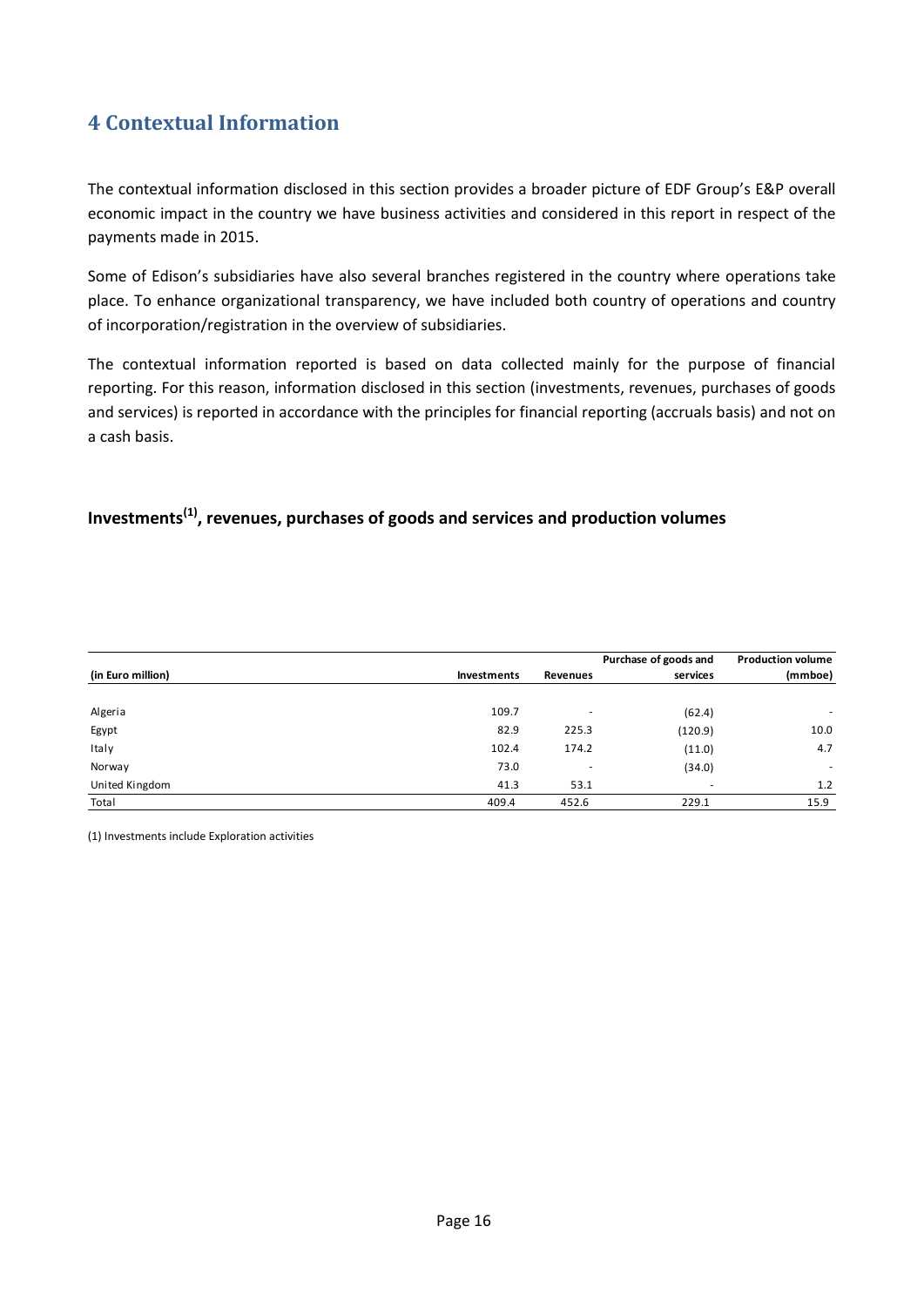# 4 Contextual Information

The contextual information disclosed in this section provides a broader picture of EDF Group's E&P overall economic impact in the country we have business activities and considered in this report in respect of the payments made in 2015.

Some of Edison's subsidiaries have also several branches registered in the country where operations take place. To enhance organizational transparency, we have included both country of operations and country of incorporation/registration in the overview of subsidiaries.

The contextual information reported is based on data collected mainly for the purpose of financial reporting. For this reason, information disclosed in this section (investments, revenues, purchases of goods and services) is reported in accordance with the principles for financial reporting (accruals basis) and not on a cash basis.

### Investments[1], revenues, purchases of goods and services and production volumes

| (in Euro million) | Investments | Revenues | Purchase of goods and services | Production volume (mmboe) |
|---|---|---|---|---|
| Algeria | 109.7 | - | (62.4) | - |
| Egypt | 82.9 | 225.3 | (120.9) | 10.0 |
| Italy | 102.4 | 174.2 | (11.0) | 4.7 |
| Norway | 73.0 | - | (34.0) | - |
| United Kingdom | 41.3 | 53.1 | - | 1.2 |
| Total | 409.4 | 452.6 | 229.1 | 15.9 |

(1) Investments include Exploration activities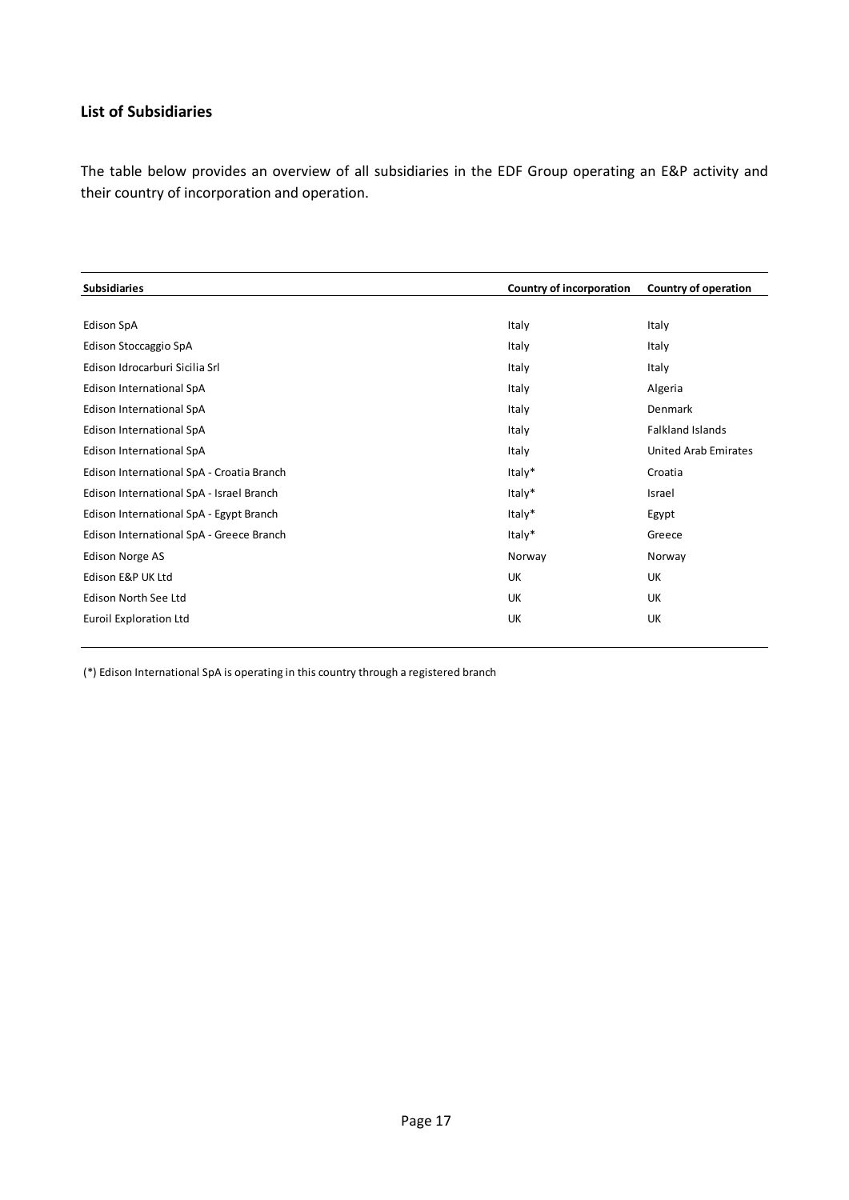## List of Subsidiaries

The table below provides an overview of all subsidiaries in the EDF Group operating an E&P activity and their country of incorporation and operation.

| Subsidiaries | Country of incorporation | Country of operation |
|---|---|---|
| Edison SpA | Italy | Italy |
| Edison Stoccaggio SpA | Italy | Italy |
| Edison Idrocarburi Sicilia Srl | Italy | Italy |
| Edison International SpA | Italy | Algeria |
| Edison International SpA | Italy | Denmark |
| Edison International SpA | Italy | Falkland Islands |
| Edison International SpA | Italy | United Arab Emirates |
| Edison International SpA - Croatia Branch | Italy* | Croatia |
| Edison International SpA - Israel Branch | Italy* | Israel |
| Edison International SpA - Egypt Branch | Italy* | Egypt |
| Edison International SpA - Greece Branch | Italy* | Greece |
| Edison Norge AS | Norway | Norway |
| Edison E&P UK Ltd | UK | UK |
| Edison North See Ltd | UK | UK |
| Euroil Exploration Ltd | UK | UK |

(*) Edison International SpA is operating in this country through a registered branch